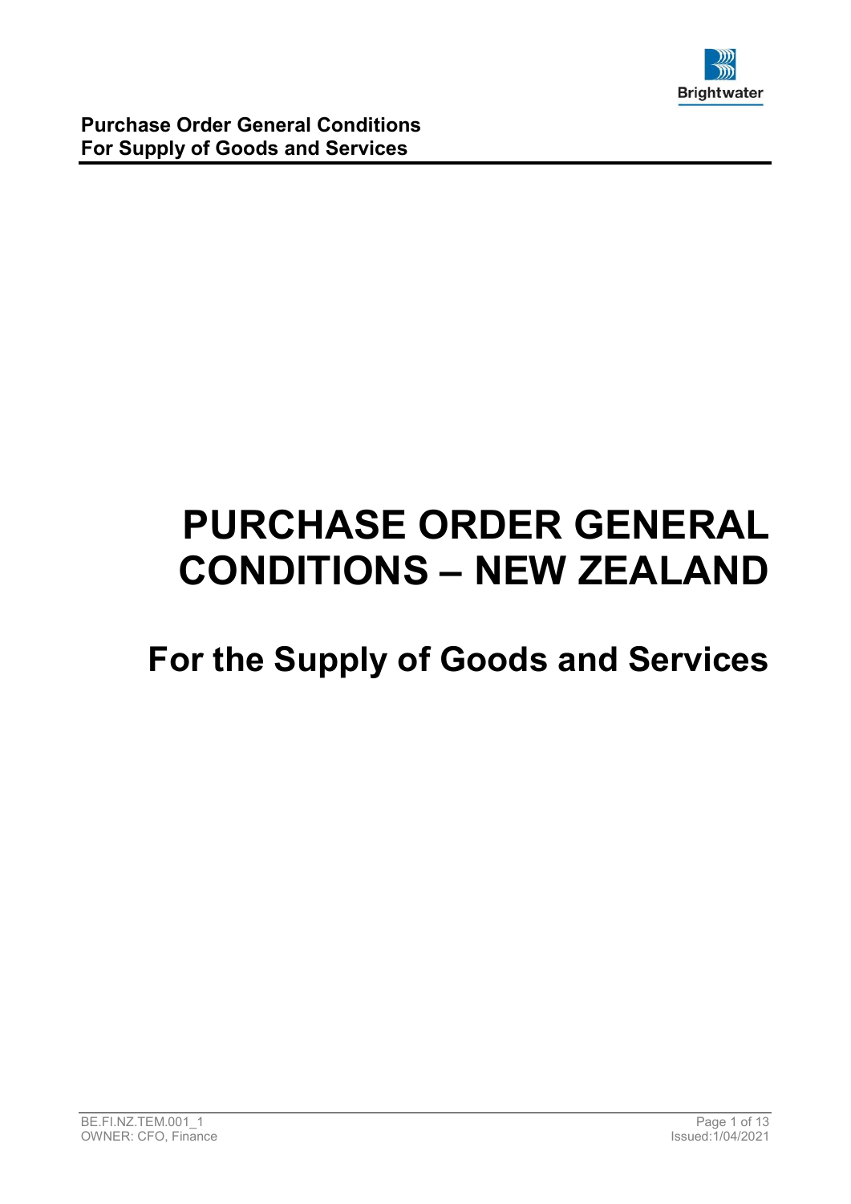# PURCHASE ORDER GENERAL CONDITIONS – NEW ZEALAND

## For the Supply of Goods and Services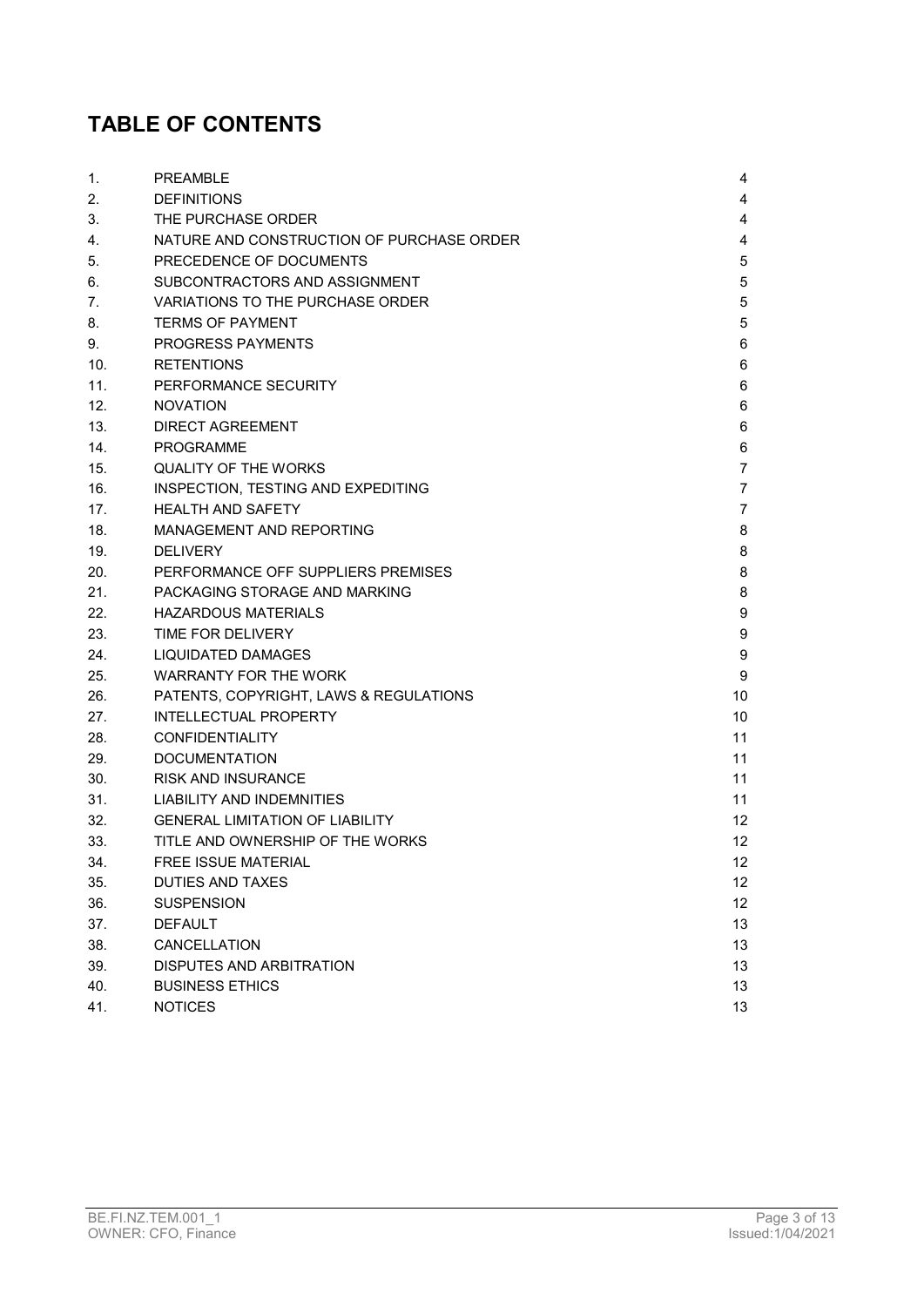# TABLE OF CONTENTS

| | | |
|---|---|---|
| 1. | PREAMBLE | 4 |
| 2. | DEFINITIONS | 4 |
| 3. | THE PURCHASE ORDER | 4 |
| 4. | NATURE AND CONSTRUCTION OF PURCHASE ORDER | 4 |
| 5. | PRECEDENCE OF DOCUMENTS | 5 |
| 6. | SUBCONTRACTORS AND ASSIGNMENT | 5 |
| 7. | VARIATIONS TO THE PURCHASE ORDER | 5 |
| 8. | TERMS OF PAYMENT | 5 |
| 9. | PROGRESS PAYMENTS | 6 |
| 10. | RETENTIONS | 6 |
| 11. | PERFORMANCE SECURITY | 6 |
| 12. | NOVATION | 6 |
| 13. | DIRECT AGREEMENT | 6 |
| 14. | PROGRAMME | 6 |
| 15. | QUALITY OF THE WORKS | 7 |
| 16. | INSPECTION, TESTING AND EXPEDITING | 7 |
| 17. | HEALTH AND SAFETY | 7 |
| 18. | MANAGEMENT AND REPORTING | 8 |
| 19. | DELIVERY | 8 |
| 20. | PERFORMANCE OFF SUPPLIERS PREMISES | 8 |
| 21. | PACKAGING STORAGE AND MARKING | 8 |
| 22. | HAZARDOUS MATERIALS | 9 |
| 23. | TIME FOR DELIVERY | 9 |
| 24. | LIQUIDATED DAMAGES | 9 |
| 25. | WARRANTY FOR THE WORK | 9 |
| 26. | PATENTS, COPYRIGHT, LAWS & REGULATIONS | 10 |
| 27. | INTELLECTUAL PROPERTY | 10 |
| 28. | CONFIDENTIALITY | 11 |
| 29. | DOCUMENTATION | 11 |
| 30. | RISK AND INSURANCE | 11 |
| 31. | LIABILITY AND INDEMNITIES | 11 |
| 32. | GENERAL LIMITATION OF LIABILITY | 12 |
| 33. | TITLE AND OWNERSHIP OF THE WORKS | 12 |
| 34. | FREE ISSUE MATERIAL | 12 |
| 35. | DUTIES AND TAXES | 12 |
| 36. | SUSPENSION | 12 |
| 37. | DEFAULT | 13 |
| 38. | CANCELLATION | 13 |
| 39. | DISPUTES AND ARBITRATION | 13 |
| 40. | BUSINESS ETHICS | 13 |
| 41. | NOTICES | 13 |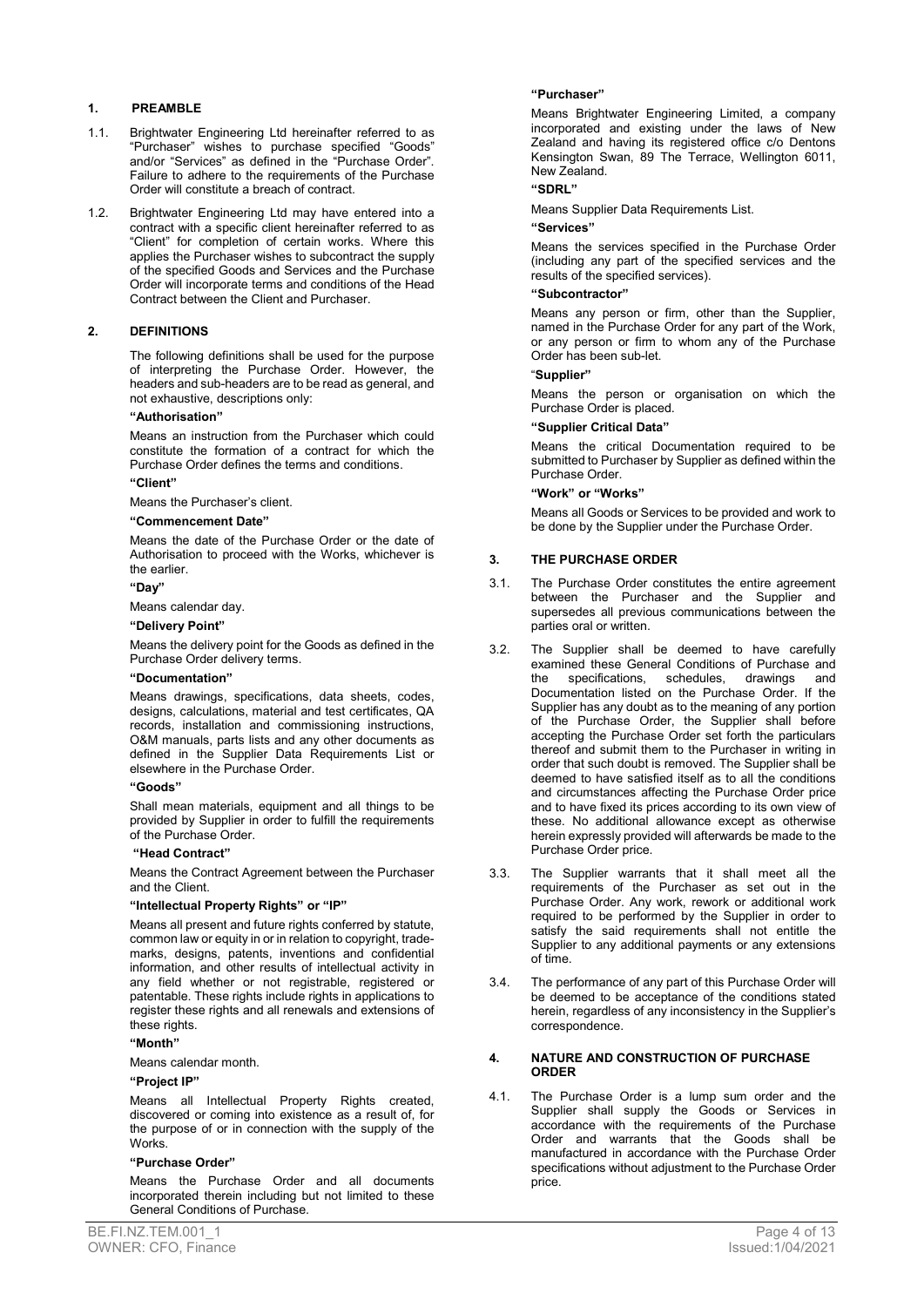## 1. PREAMBLE

1.1. Brightwater Engineering Ltd hereinafter referred to as "Purchaser" wishes to purchase specified "Goods" and/or "Services" as defined in the "Purchase Order". Failure to adhere to the requirements of the Purchase Order will constitute a breach of contract.

1.2. Brightwater Engineering Ltd may have entered into a contract with a specific client hereinafter referred to as "Client" for completion of certain works. Where this applies the Purchaser wishes to subcontract the supply of the specified Goods and Services and the Purchase Order will incorporate terms and conditions of the Head Contract between the Client and Purchaser.

## 2. DEFINITIONS

The following definitions shall be used for the purpose of interpreting the Purchase Order. However, the headers and sub-headers are to be read as general, and not exhaustive, descriptions only:

**"Authorisation"**

Means an instruction from the Purchaser which could constitute the formation of a contract for which the Purchase Order defines the terms and conditions.

**"Client"**

Means the Purchaser's client.

**"Commencement Date"**

Means the date of the Purchase Order or the date of Authorisation to proceed with the Works, whichever is the earlier.

**"Day"**

Means calendar day.

**"Delivery Point"**

Means the delivery point for the Goods as defined in the Purchase Order delivery terms.

**"Documentation"**

Means drawings, specifications, data sheets, codes, designs, calculations, material and test certificates, QA records, installation and commissioning instructions, O&M manuals, parts lists and any other documents as defined in the Supplier Data Requirements List or elsewhere in the Purchase Order.

**"Goods"**

Shall mean materials, equipment and all things to be provided by Supplier in order to fulfill the requirements of the Purchase Order.

**"Head Contract"**

Means the Contract Agreement between the Purchaser and the Client.

**"Intellectual Property Rights" or "IP"**

Means all present and future rights conferred by statute, common law or equity in or in relation to copyright, trade-marks, designs, patents, inventions and confidential information, and other results of intellectual activity in any field whether or not registrable, registered or patentable. These rights include rights in applications to register these rights and all renewals and extensions of these rights.

**"Month"**

Means calendar month.

**"Project IP"**

Means all Intellectual Property Rights created, discovered or coming into existence as a result of, for the purpose of or in connection with the supply of the Works.

**"Purchase Order"**

Means the Purchase Order and all documents incorporated therein including but not limited to these General Conditions of Purchase.

**"Purchaser"**

Means Brightwater Engineering Limited, a company incorporated and existing under the laws of New Zealand and having its registered office c/o Dentons Kensington Swan, 89 The Terrace, Wellington 6011, New Zealand.

**"SDRL"**

Means Supplier Data Requirements List.

**"Services"**

Means the services specified in the Purchase Order (including any part of the specified services and the results of the specified services).

**"Subcontractor"**

Means any person or firm, other than the Supplier, named in the Purchase Order for any part of the Work, or any person or firm to whom any of the Purchase Order has been sub-let.

**"Supplier"**

Means the person or organisation on which the Purchase Order is placed.

**"Supplier Critical Data"**

Means the critical Documentation required to be submitted to Purchaser by Supplier as defined within the Purchase Order.

**"Work" or "Works"**

Means all Goods or Services to be provided and work to be done by the Supplier under the Purchase Order.

## 3. THE PURCHASE ORDER

3.1. The Purchase Order constitutes the entire agreement between the Purchaser and the Supplier and supersedes all previous communications between the parties oral or written.

3.2. The Supplier shall be deemed to have carefully examined these General Conditions of Purchase and the specifications, schedules, drawings and Documentation listed on the Purchase Order. If the Supplier has any doubt as to the meaning of any portion of the Purchase Order, the Supplier shall before accepting the Purchase Order set forth the particulars thereof and submit them to the Purchaser in writing in order that such doubt is removed. The Supplier shall be deemed to have satisfied itself as to all the conditions and circumstances affecting the Purchase Order price and to have fixed its prices according to its own view of these. No additional allowance except as otherwise herein expressly provided will afterwards be made to the Purchase Order price.

3.3. The Supplier warrants that it shall meet all the requirements of the Purchaser as set out in the Purchase Order. Any work, rework or additional work required to be performed by the Supplier in order to satisfy the said requirements shall not entitle the Supplier to any additional payments or any extensions of time.

3.4. The performance of any part of this Purchase Order will be deemed to be acceptance of the conditions stated herein, regardless of any inconsistency in the Supplier's correspondence.

## 4. NATURE AND CONSTRUCTION OF PURCHASE ORDER

4.1. The Purchase Order is a lump sum order and the Supplier shall supply the Goods or Services in accordance with the requirements of the Purchase Order and warrants that the Goods shall be manufactured in accordance with the Purchase Order specifications without adjustment to the Purchase Order price.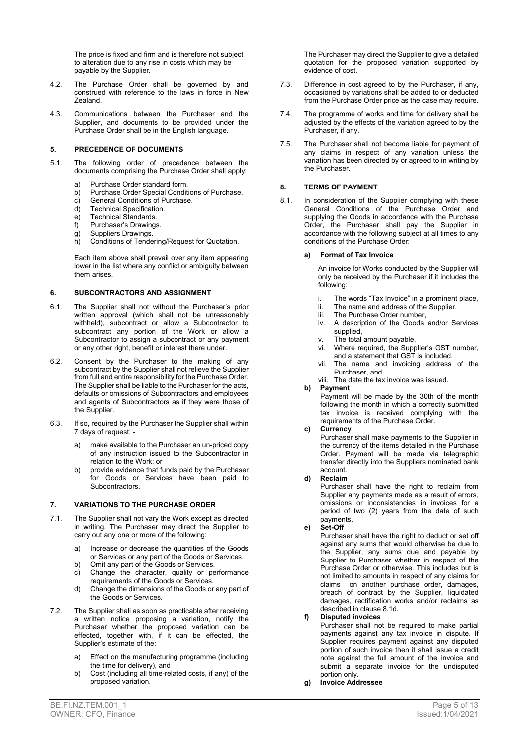The price is fixed and firm and is therefore not subject to alteration due to any rise in costs which may be payable by the Supplier.

4.2. The Purchase Order shall be governed by and construed with reference to the laws in force in New Zealand.

4.3. Communications between the Purchaser and the Supplier, and documents to be provided under the Purchase Order shall be in the English language.

## 5. PRECEDENCE OF DOCUMENTS

5.1. The following order of precedence between the documents comprising the Purchase Order shall apply:

a) Purchase Order standard form.
b) Purchase Order Special Conditions of Purchase.
c) General Conditions of Purchase.
d) Technical Specification.
e) Technical Standards.
f) Purchaser's Drawings.
g) Suppliers Drawings.
h) Conditions of Tendering/Request for Quotation.

Each item above shall prevail over any item appearing lower in the list where any conflict or ambiguity between them arises.

## 6. SUBCONTRACTORS AND ASSIGNMENT

6.1. The Supplier shall not without the Purchaser's prior written approval (which shall not be unreasonably withheld), subcontract or allow a Subcontractor to subcontract any portion of the Work or allow a Subcontractor to assign a subcontract or any payment or any other right, benefit or interest there under.

6.2. Consent by the Purchaser to the making of any subcontract by the Supplier shall not relieve the Supplier from full and entire responsibility for the Purchase Order. The Supplier shall be liable to the Purchaser for the acts, defaults or omissions of Subcontractors and employees and agents of Subcontractors as if they were those of the Supplier.

6.3. If so, required by the Purchaser the Supplier shall within 7 days of request: -

a) make available to the Purchaser an un-priced copy of any instruction issued to the Subcontractor in relation to the Work; or
b) provide evidence that funds paid by the Purchaser for Goods or Services have been paid to Subcontractors.

## 7. VARIATIONS TO THE PURCHASE ORDER

7.1. The Supplier shall not vary the Work except as directed in writing. The Purchaser may direct the Supplier to carry out any one or more of the following:

a) Increase or decrease the quantities of the Goods or Services or any part of the Goods or Services.
b) Omit any part of the Goods or Services.
c) Change the character, quality or performance requirements of the Goods or Services.
d) Change the dimensions of the Goods or any part of the Goods or Services.

7.2. The Supplier shall as soon as practicable after receiving a written notice proposing a variation, notify the Purchaser whether the proposed variation can be effected, together with, if it can be effected, the Supplier's estimate of the:

a) Effect on the manufacturing programme (including the time for delivery), and
b) Cost (including all time-related costs, if any) of the proposed variation.

The Purchaser may direct the Supplier to give a detailed quotation for the proposed variation supported by evidence of cost.

7.3. Difference in cost agreed to by the Purchaser, if any, occasioned by variations shall be added to or deducted from the Purchase Order price as the case may require.

7.4. The programme of works and time for delivery shall be adjusted by the effects of the variation agreed to by the Purchaser, if any.

7.5. The Purchaser shall not become liable for payment of any claims in respect of any variation unless the variation has been directed by or agreed to in writing by the Purchaser.

## 8. TERMS OF PAYMENT

8.1. In consideration of the Supplier complying with these General Conditions of the Purchase Order and supplying the Goods in accordance with the Purchase Order, the Purchaser shall pay the Supplier in accordance with the following subject at all times to any conditions of the Purchase Order:

**a) Format of Tax Invoice**

An invoice for Works conducted by the Supplier will only be received by the Purchaser if it includes the following:

i. The words "Tax Invoice" in a prominent place,
ii. The name and address of the Supplier,
iii. The Purchase Order number,
iv. A description of the Goods and/or Services supplied,
v. The total amount payable,
vi. Where required, the Supplier's GST number, and a statement that GST is included,
vii. The name and invoicing address of the Purchaser, and
viii. The date the tax invoice was issued.

**b) Payment**

Payment will be made by the 30th of the month following the month in which a correctly submitted tax invoice is received complying with the requirements of the Purchase Order.

**c) Currency**

Purchaser shall make payments to the Supplier in the currency of the items detailed in the Purchase Order. Payment will be made via telegraphic transfer directly into the Suppliers nominated bank account.

**d) Reclaim**

Purchaser shall have the right to reclaim from Supplier any payments made as a result of errors, omissions or inconsistencies in invoices for a period of two (2) years from the date of such payments.

**e) Set-Off**

Purchaser shall have the right to deduct or set off against any sums that would otherwise be due to the Supplier, any sums due and payable by Supplier to Purchaser whether in respect of the Purchase Order or otherwise. This includes but is not limited to amounts in respect of any claims for claims on another purchase order, damages, breach of contract by the Supplier, liquidated damages, rectification works and/or reclaims as described in clause 8.1d.

**f) Disputed invoices**

Purchaser shall not be required to make partial payments against any tax invoice in dispute. If Supplier requires payment against any disputed portion of such invoice then it shall issue a credit note against the full amount of the invoice and submit a separate invoice for the undisputed portion only.

**g) Invoice Addressee**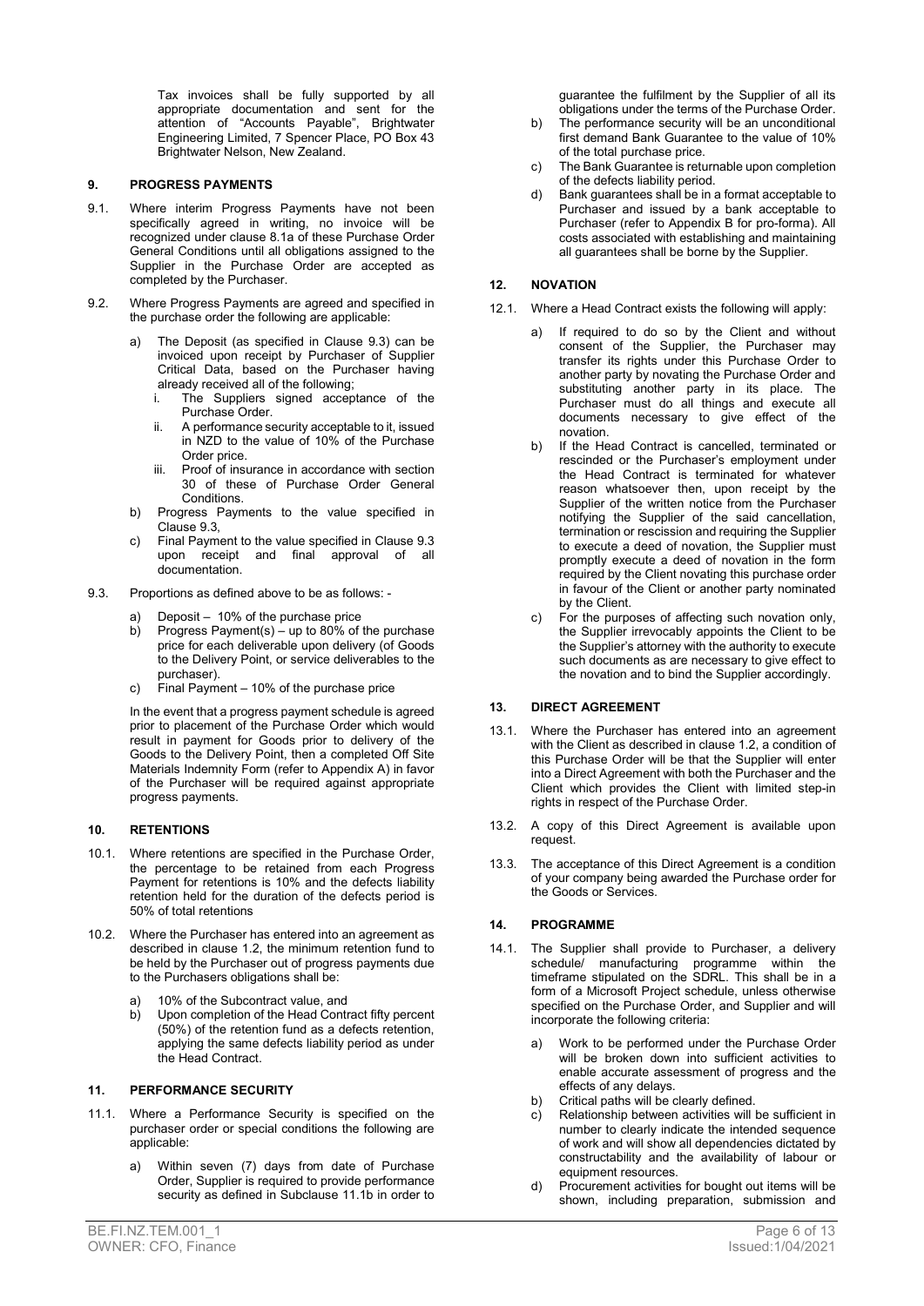Tax invoices shall be fully supported by all appropriate documentation and sent for the attention of "Accounts Payable", Brightwater Engineering Limited, 7 Spencer Place, PO Box 43 Brightwater Nelson, New Zealand.

## 9. PROGRESS PAYMENTS

9.1. Where interim Progress Payments have not been specifically agreed in writing, no invoice will be recognized under clause 8.1a of these Purchase Order General Conditions until all obligations assigned to the Supplier in the Purchase Order are accepted as completed by the Purchaser.

9.2. Where Progress Payments are agreed and specified in the purchase order the following are applicable:

a) The Deposit (as specified in Clause 9.3) can be invoiced upon receipt by Purchaser of Supplier Critical Data, based on the Purchaser having already received all of the following;
   i. The Suppliers signed acceptance of the Purchase Order.
   ii. A performance security acceptable to it, issued in NZD to the value of 10% of the Purchase Order price.
   iii. Proof of insurance in accordance with section 30 of these of Purchase Order General Conditions.

b) Progress Payments to the value specified in Clause 9.3,

c) Final Payment to the value specified in Clause 9.3 upon receipt and final approval of all documentation.

9.3. Proportions as defined above to be as follows: -

a) Deposit – 10% of the purchase price
b) Progress Payment(s) – up to 80% of the purchase price for each deliverable upon delivery (of Goods to the Delivery Point, or service deliverables to the purchaser).
c) Final Payment – 10% of the purchase price

In the event that a progress payment schedule is agreed prior to placement of the Purchase Order which would result in payment for Goods prior to delivery of the Goods to the Delivery Point, then a completed Off Site Materials Indemnity Form (refer to Appendix A) in favor of the Purchaser will be required against appropriate progress payments.

## 10. RETENTIONS

10.1. Where retentions are specified in the Purchase Order, the percentage to be retained from each Progress Payment for retentions is 10% and the defects liability retention held for the duration of the defects period is 50% of total retentions

10.2. Where the Purchaser has entered into an agreement as described in clause 1.2, the minimum retention fund to be held by the Purchaser out of progress payments due to the Purchasers obligations shall be:

a) 10% of the Subcontract value, and
b) Upon completion of the Head Contract fifty percent (50%) of the retention fund as a defects retention, applying the same defects liability period as under the Head Contract.

## 11. PERFORMANCE SECURITY

11.1. Where a Performance Security is specified on the purchaser order or special conditions the following are applicable:

a) Within seven (7) days from date of Purchase Order, Supplier is required to provide performance security as defined in Subclause 11.1b in order to guarantee the fulfilment by the Supplier of all its obligations under the terms of the Purchase Order.
b) The performance security will be an unconditional first demand Bank Guarantee to the value of 10% of the total purchase price.
c) The Bank Guarantee is returnable upon completion of the defects liability period.
d) Bank guarantees shall be in a format acceptable to Purchaser and issued by a bank acceptable to Purchaser (refer to Appendix B for pro-forma). All costs associated with establishing and maintaining all guarantees shall be borne by the Supplier.

## 12. NOVATION

12.1. Where a Head Contract exists the following will apply:

a) If required to do so by the Client and without consent of the Supplier, the Purchaser may transfer its rights under this Purchase Order to another party by novating the Purchase Order and substituting another party in its place. The Purchaser must do all things and execute all documents necessary to give effect of the novation.
b) If the Head Contract is cancelled, terminated or rescinded or the Purchaser's employment under the Head Contract is terminated for whatever reason whatsoever then, upon receipt by the Supplier of the written notice from the Purchaser notifying the Supplier of the said cancellation, termination or rescission and requiring the Supplier to execute a deed of novation, the Supplier must promptly execute a deed of novation in the form required by the Client novating this purchase order in favour of the Client or another party nominated by the Client.
c) For the purposes of affecting such novation only, the Supplier irrevocably appoints the Client to be the Supplier's attorney with the authority to execute such documents as are necessary to give effect to the novation and to bind the Supplier accordingly.

## 13. DIRECT AGREEMENT

13.1. Where the Purchaser has entered into an agreement with the Client as described in clause 1.2, a condition of this Purchase Order will be that the Supplier will enter into a Direct Agreement with both the Purchaser and the Client which provides the Client with limited step-in rights in respect of the Purchase Order.

13.2. A copy of this Direct Agreement is available upon request.

13.3. The acceptance of this Direct Agreement is a condition of your company being awarded the Purchase order for the Goods or Services.

## 14. PROGRAMME

14.1. The Supplier shall provide to Purchaser, a delivery schedule/ manufacturing programme within the timeframe stipulated on the SDRL. This shall be in a form of a Microsoft Project schedule, unless otherwise specified on the Purchase Order, and Supplier and will incorporate the following criteria:

a) Work to be performed under the Purchase Order will be broken down into sufficient activities to enable accurate assessment of progress and the effects of any delays.
b) Critical paths will be clearly defined.
c) Relationship between activities will be sufficient in number to clearly indicate the intended sequence of work and will show all dependencies dictated by constructability and the availability of labour or equipment resources.
d) Procurement activities for bought out items will be shown, including preparation, submission and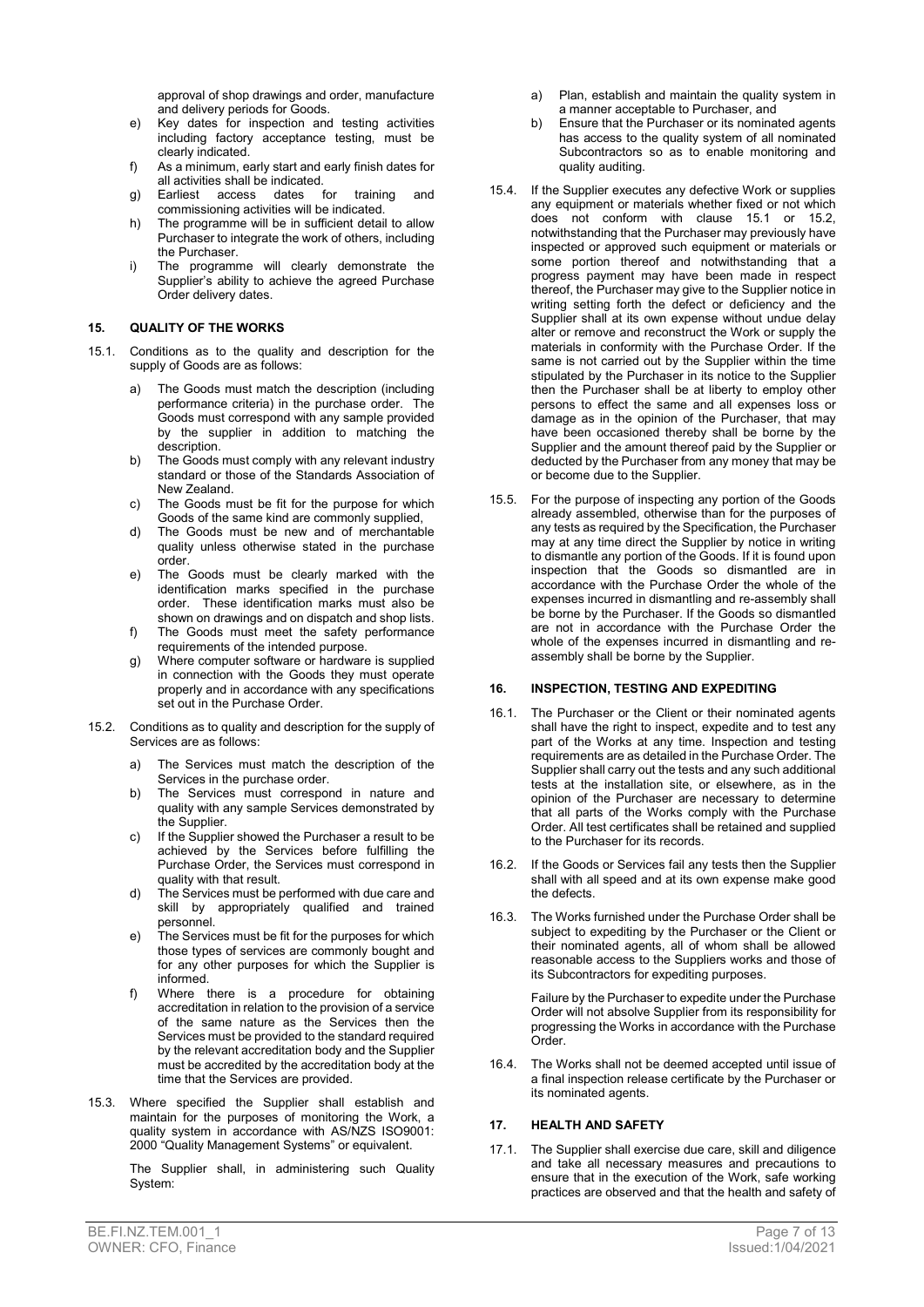approval of shop drawings and order, manufacture and delivery periods for Goods.

e) Key dates for inspection and testing activities including factory acceptance testing, must be clearly indicated.
f) As a minimum, early start and early finish dates for all activities shall be indicated.
g) Earliest access dates for training and commissioning activities will be indicated.
h) The programme will be in sufficient detail to allow Purchaser to integrate the work of others, including the Purchaser.
i) The programme will clearly demonstrate the Supplier's ability to achieve the agreed Purchase Order delivery dates.

## 15. QUALITY OF THE WORKS

15.1. Conditions as to the quality and description for the supply of Goods are as follows:

a) The Goods must match the description (including performance criteria) in the purchase order. The Goods must correspond with any sample provided by the supplier in addition to matching the description.
b) The Goods must comply with any relevant industry standard or those of the Standards Association of New Zealand.
c) The Goods must be fit for the purpose for which Goods of the same kind are commonly supplied,
d) The Goods must be new and of merchantable quality unless otherwise stated in the purchase order.
e) The Goods must be clearly marked with the identification marks specified in the purchase order. These identification marks must also be shown on drawings and on dispatch and shop lists.
f) The Goods must meet the safety performance requirements of the intended purpose.
g) Where computer software or hardware is supplied in connection with the Goods they must operate properly and in accordance with any specifications set out in the Purchase Order.

15.2. Conditions as to quality and description for the supply of Services are as follows:

a) The Services must match the description of the Services in the purchase order.
b) The Services must correspond in nature and quality with any sample Services demonstrated by the Supplier.
c) If the Supplier showed the Purchaser a result to be achieved by the Services before fulfilling the Purchase Order, the Services must correspond in quality with that result.
d) The Services must be performed with due care and skill by appropriately qualified and trained personnel.
e) The Services must be fit for the purposes for which those types of services are commonly bought and for any other purposes for which the Supplier is informed.
f) Where there is a procedure for obtaining accreditation in relation to the provision of a service of the same nature as the Services then the Services must be provided to the standard required by the relevant accreditation body and the Supplier must be accredited by the accreditation body at the time that the Services are provided.

15.3. Where specified the Supplier shall establish and maintain for the purposes of monitoring the Work, a quality system in accordance with AS/NZS ISO9001: 2000 "Quality Management Systems" or equivalent.

The Supplier shall, in administering such Quality System:

a) Plan, establish and maintain the quality system in a manner acceptable to Purchaser, and
b) Ensure that the Purchaser or its nominated agents has access to the quality system of all nominated Subcontractors so as to enable monitoring and quality auditing.

15.4. If the Supplier executes any defective Work or supplies any equipment or materials whether fixed or not which does not conform with clause 15.1 or 15.2, notwithstanding that the Purchaser may previously have inspected or approved such equipment or materials or some portion thereof and notwithstanding that a progress payment may have been made in respect thereof, the Purchaser may give to the Supplier notice in writing setting forth the defect or deficiency and the Supplier shall at its own expense without undue delay alter or remove and reconstruct the Work or supply the materials in conformity with the Purchase Order. If the same is not carried out by the Supplier within the time stipulated by the Purchaser in its notice to the Supplier then the Purchaser shall be at liberty to employ other persons to effect the same and all expenses loss or damage as in the opinion of the Purchaser, that may have been occasioned thereby shall be borne by the Supplier and the amount thereof paid by the Supplier or deducted by the Purchaser from any money that may be or become due to the Supplier.

15.5. For the purpose of inspecting any portion of the Goods already assembled, otherwise than for the purposes of any tests as required by the Specification, the Purchaser may at any time direct the Supplier by notice in writing to dismantle any portion of the Goods. If it is found upon inspection that the Goods so dismantled are in accordance with the Purchase Order the whole of the expenses incurred in dismantling and re-assembly shall be borne by the Purchaser. If the Goods so dismantled are not in accordance with the Purchase Order the whole of the expenses incurred in dismantling and re-assembly shall be borne by the Supplier.

## 16. INSPECTION, TESTING AND EXPEDITING

16.1. The Purchaser or the Client or their nominated agents shall have the right to inspect, expedite and to test any part of the Works at any time. Inspection and testing requirements are as detailed in the Purchase Order. The Supplier shall carry out the tests and any such additional tests at the installation site, or elsewhere, as in the opinion of the Purchaser are necessary to determine that all parts of the Works comply with the Purchase Order. All test certificates shall be retained and supplied to the Purchaser for its records.

16.2. If the Goods or Services fail any tests then the Supplier shall with all speed and at its own expense make good the defects.

16.3. The Works furnished under the Purchase Order shall be subject to expediting by the Purchaser or the Client or their nominated agents, all of whom shall be allowed reasonable access to the Suppliers works and those of its Subcontractors for expediting purposes.

Failure by the Purchaser to expedite under the Purchase Order will not absolve Supplier from its responsibility for progressing the Works in accordance with the Purchase Order.

16.4. The Works shall not be deemed accepted until issue of a final inspection release certificate by the Purchaser or its nominated agents.

## 17. HEALTH AND SAFETY

17.1. The Supplier shall exercise due care, skill and diligence and take all necessary measures and precautions to ensure that in the execution of the Work, safe working practices are observed and that the health and safety of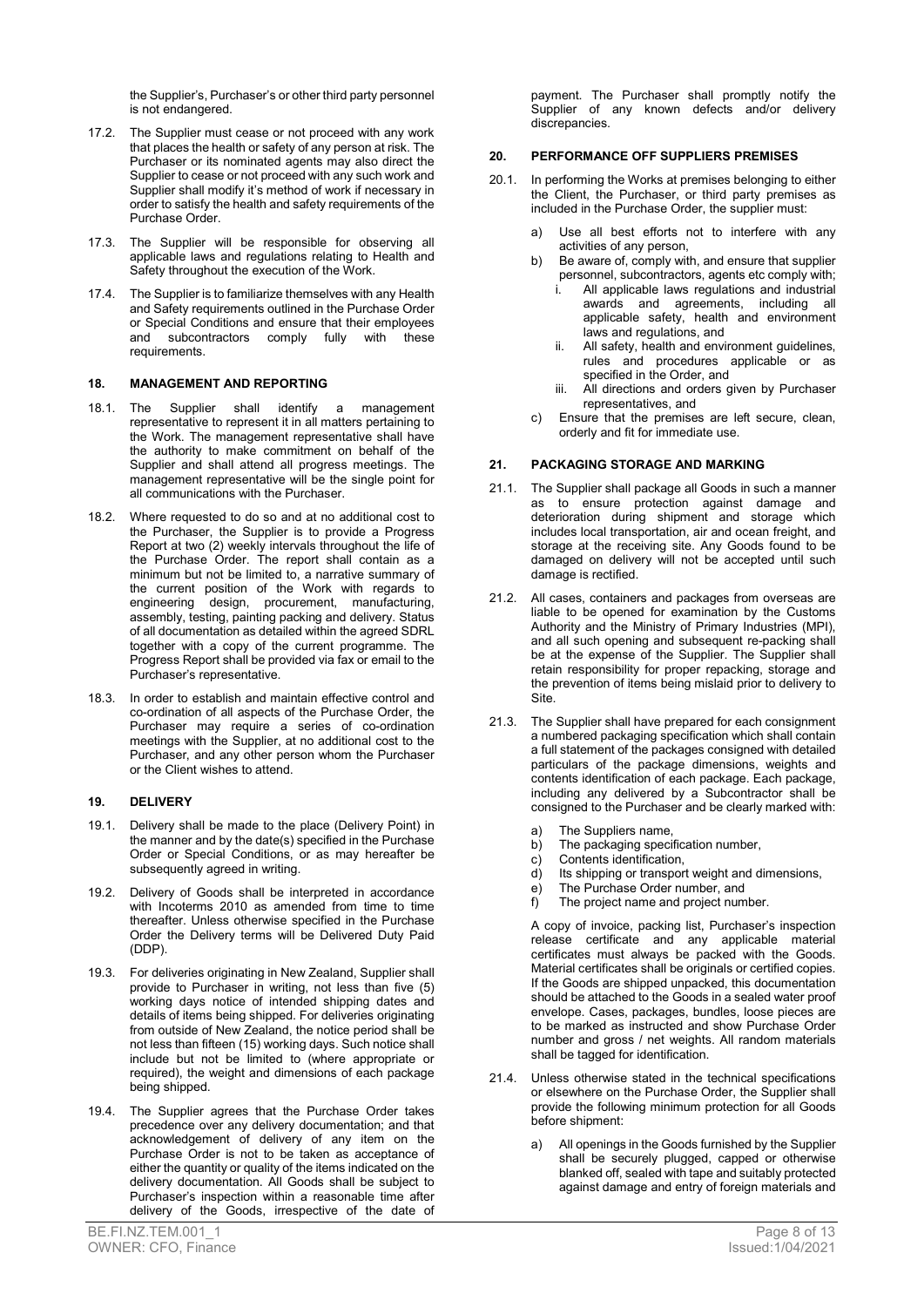the Supplier's, Purchaser's or other third party personnel is not endangered.

17.2. The Supplier must cease or not proceed with any work that places the health or safety of any person at risk. The Purchaser or its nominated agents may also direct the Supplier to cease or not proceed with any such work and Supplier shall modify it's method of work if necessary in order to satisfy the health and safety requirements of the Purchase Order.

17.3. The Supplier will be responsible for observing all applicable laws and regulations relating to Health and Safety throughout the execution of the Work.

17.4. The Supplier is to familiarize themselves with any Health and Safety requirements outlined in the Purchase Order or Special Conditions and ensure that their employees and subcontractors comply fully with these requirements.

## 18. MANAGEMENT AND REPORTING

18.1. The Supplier shall identify a management representative to represent it in all matters pertaining to the Work. The management representative shall have the authority to make commitment on behalf of the Supplier and shall attend all progress meetings. The management representative will be the single point for all communications with the Purchaser.

18.2. Where requested to do so and at no additional cost to the Purchaser, the Supplier is to provide a Progress Report at two (2) weekly intervals throughout the life of the Purchase Order. The report shall contain as a minimum but not be limited to, a narrative summary of the current position of the Work with regards to engineering design, procurement, manufacturing, assembly, testing, painting packing and delivery. Status of all documentation as detailed within the agreed SDRL together with a copy of the current programme. The Progress Report shall be provided via fax or email to the Purchaser's representative.

18.3. In order to establish and maintain effective control and co-ordination of all aspects of the Purchase Order, the Purchaser may require a series of co-ordination meetings with the Supplier, at no additional cost to the Purchaser, and any other person whom the Purchaser or the Client wishes to attend.

## 19. DELIVERY

19.1. Delivery shall be made to the place (Delivery Point) in the manner and by the date(s) specified in the Purchase Order or Special Conditions, or as may hereafter be subsequently agreed in writing.

19.2. Delivery of Goods shall be interpreted in accordance with Incoterms 2010 as amended from time to time thereafter. Unless otherwise specified in the Purchase Order the Delivery terms will be Delivered Duty Paid (DDP).

19.3. For deliveries originating in New Zealand, Supplier shall provide to Purchaser in writing, not less than five (5) working days notice of intended shipping dates and details of items being shipped. For deliveries originating from outside of New Zealand, the notice period shall be not less than fifteen (15) working days. Such notice shall include but not be limited to (where appropriate or required), the weight and dimensions of each package being shipped.

19.4. The Supplier agrees that the Purchase Order takes precedence over any delivery documentation; and that acknowledgement of delivery of any item on the Purchase Order is not to be taken as acceptance of either the quantity or quality of the items indicated on the delivery documentation. All Goods shall be subject to Purchaser's inspection within a reasonable time after delivery of the Goods, irrespective of the date of payment. The Purchaser shall promptly notify the Supplier of any known defects and/or delivery discrepancies.

## 20. PERFORMANCE OFF SUPPLIERS PREMISES

20.1. In performing the Works at premises belonging to either the Client, the Purchaser, or third party premises as included in the Purchase Order, the supplier must:

a) Use all best efforts not to interfere with any activities of any person,
b) Be aware of, comply with, and ensure that supplier personnel, subcontractors, agents etc comply with;
   i. All applicable laws regulations and industrial awards and agreements, including all applicable safety, health and environment laws and regulations, and
   ii. All safety, health and environment guidelines, rules and procedures applicable or as specified in the Order, and
   iii. All directions and orders given by Purchaser representatives, and
c) Ensure that the premises are left secure, clean, orderly and fit for immediate use.

## 21. PACKAGING STORAGE AND MARKING

21.1. The Supplier shall package all Goods in such a manner as to ensure protection against damage and deterioration during shipment and storage which includes local transportation, air and ocean freight, and storage at the receiving site. Any Goods found to be damaged on delivery will not be accepted until such damage is rectified.

21.2. All cases, containers and packages from overseas are liable to be opened for examination by the Customs Authority and the Ministry of Primary Industries (MPI), and all such opening and subsequent re-packing shall be at the expense of the Supplier. The Supplier shall retain responsibility for proper repacking, storage and the prevention of items being mislaid prior to delivery to Site.

21.3. The Supplier shall have prepared for each consignment a numbered packaging specification which shall contain a full statement of the packages consigned with detailed particulars of the package dimensions, weights and contents identification of each package. Each package, including any delivered by a Subcontractor shall be consigned to the Purchaser and be clearly marked with:

a) The Suppliers name,
b) The packaging specification number,
c) Contents identification,
d) Its shipping or transport weight and dimensions,
e) The Purchase Order number, and
f) The project name and project number.

A copy of invoice, packing list, Purchaser's inspection release certificate and any applicable material certificates must always be packed with the Goods. Material certificates shall be originals or certified copies. If the Goods are shipped unpacked, this documentation should be attached to the Goods in a sealed water proof envelope. Cases, packages, bundles, loose pieces are to be marked as instructed and show Purchase Order number and gross / net weights. All random materials shall be tagged for identification.

21.4. Unless otherwise stated in the technical specifications or elsewhere on the Purchase Order, the Supplier shall provide the following minimum protection for all Goods before shipment:

a) All openings in the Goods furnished by the Supplier shall be securely plugged, capped or otherwise blanked off, sealed with tape and suitably protected against damage and entry of foreign materials and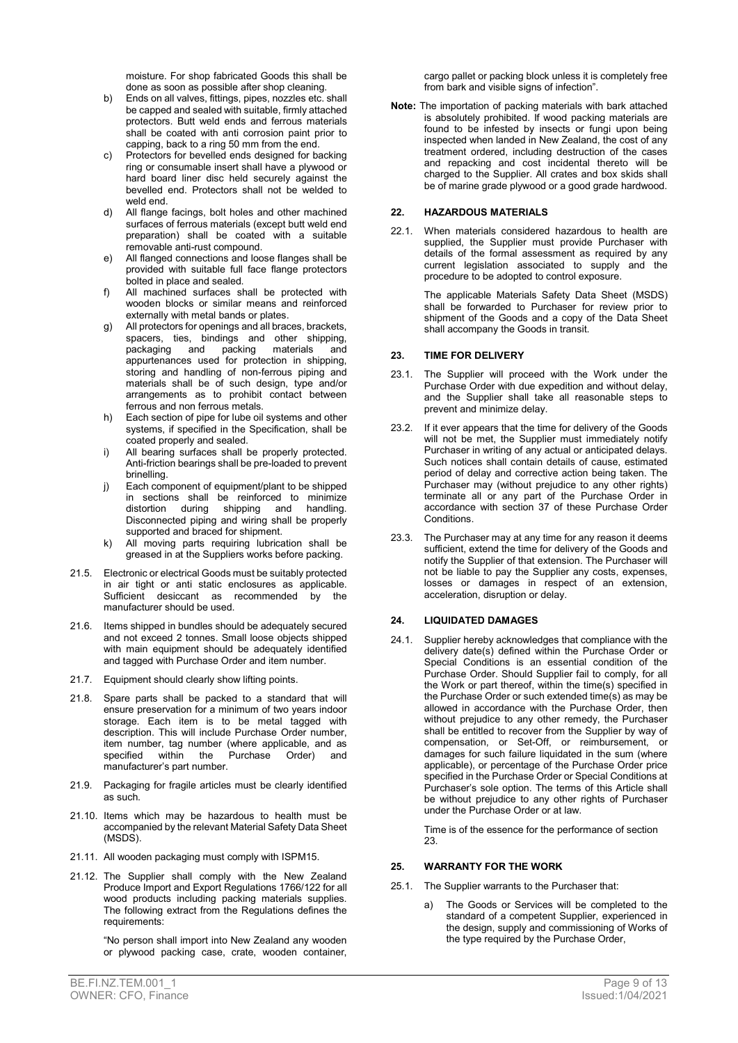moisture. For shop fabricated Goods this shall be done as soon as possible after shop cleaning.

b) Ends on all valves, fittings, pipes, nozzles etc. shall be capped and sealed with suitable, firmly attached protectors. Butt weld ends and ferrous materials shall be coated with anti corrosion paint prior to capping, back to a ring 50 mm from the end.

c) Protectors for bevelled ends designed for backing ring or consumable insert shall have a plywood or hard board liner disc held securely against the bevelled end. Protectors shall not be welded to weld end.

d) All flange facings, bolt holes and other machined surfaces of ferrous materials (except butt weld end preparation) shall be coated with a suitable removable anti-rust compound.

e) All flanged connections and loose flanges shall be provided with suitable full face flange protectors bolted in place and sealed.

f) All machined surfaces shall be protected with wooden blocks or similar means and reinforced externally with metal bands or plates.

g) All protectors for openings and all braces, brackets, spacers, ties, bindings and other shipping, packaging and packing materials and appurtenances used for protection in shipping, storing and handling of non-ferrous piping and materials shall be of such design, type and/or arrangements as to prohibit contact between ferrous and non ferrous metals.

h) Each section of pipe for lube oil systems and other systems, if specified in the Specification, shall be coated properly and sealed.

i) All bearing surfaces shall be properly protected. Anti-friction bearings shall be pre-loaded to prevent brinelling.

j) Each component of equipment/plant to be shipped in sections shall be reinforced to minimize distortion during shipping and handling. Disconnected piping and wiring shall be properly supported and braced for shipment.

k) All moving parts requiring lubrication shall be greased in at the Suppliers works before packing.

21.5. Electronic or electrical Goods must be suitably protected in air tight or anti static enclosures as applicable. Sufficient desiccant as recommended by the manufacturer should be used.

21.6. Items shipped in bundles should be adequately secured and not exceed 2 tonnes. Small loose objects shipped with main equipment should be adequately identified and tagged with Purchase Order and item number.

21.7. Equipment should clearly show lifting points.

21.8. Spare parts shall be packed to a standard that will ensure preservation for a minimum of two years indoor storage. Each item is to be metal tagged with description. This will include Purchase Order number, item number, tag number (where applicable, and as specified within the Purchase Order) and manufacturer's part number.

21.9. Packaging for fragile articles must be clearly identified as such.

21.10. Items which may be hazardous to health must be accompanied by the relevant Material Safety Data Sheet (MSDS).

21.11. All wooden packaging must comply with ISPM15.

21.12. The Supplier shall comply with the New Zealand Produce Import and Export Regulations 1766/122 for all wood products including packing materials supplies. The following extract from the Regulations defines the requirements:

"No person shall import into New Zealand any wooden or plywood packing case, crate, wooden container, cargo pallet or packing block unless it is completely free from bark and visible signs of infection".

**Note:** The importation of packing materials with bark attached is absolutely prohibited. If wood packing materials are found to be infested by insects or fungi upon being inspected when landed in New Zealand, the cost of any treatment ordered, including destruction of the cases and repacking and cost incidental thereto will be charged to the Supplier. All crates and box skids shall be of marine grade plywood or a good grade hardwood.

## 22. HAZARDOUS MATERIALS

22.1. When materials considered hazardous to health are supplied, the Supplier must provide Purchaser with details of the formal assessment as required by any current legislation associated to supply and the procedure to be adopted to control exposure.

The applicable Materials Safety Data Sheet (MSDS) shall be forwarded to Purchaser for review prior to shipment of the Goods and a copy of the Data Sheet shall accompany the Goods in transit.

## 23. TIME FOR DELIVERY

23.1. The Supplier will proceed with the Work under the Purchase Order with due expedition and without delay, and the Supplier shall take all reasonable steps to prevent and minimize delay.

23.2. If it ever appears that the time for delivery of the Goods will not be met, the Supplier must immediately notify Purchaser in writing of any actual or anticipated delays. Such notices shall contain details of cause, estimated period of delay and corrective action being taken. The Purchaser may (without prejudice to any other rights) terminate all or any part of the Purchase Order in accordance with section 37 of these Purchase Order Conditions.

23.3. The Purchaser may at any time for any reason it deems sufficient, extend the time for delivery of the Goods and notify the Supplier of that extension. The Purchaser will not be liable to pay the Supplier any costs, expenses, losses or damages in respect of an extension, acceleration, disruption or delay.

## 24. LIQUIDATED DAMAGES

24.1. Supplier hereby acknowledges that compliance with the delivery date(s) defined within the Purchase Order or Special Conditions is an essential condition of the Purchase Order. Should Supplier fail to comply, for all the Work or part thereof, within the time(s) specified in the Purchase Order or such extended time(s) as may be allowed in accordance with the Purchase Order, then without prejudice to any other remedy, the Purchaser shall be entitled to recover from the Supplier by way of compensation, or Set-Off, or reimbursement, or damages for such failure liquidated in the sum (where applicable), or percentage of the Purchase Order price specified in the Purchase Order or Special Conditions at Purchaser's sole option. The terms of this Article shall be without prejudice to any other rights of Purchaser under the Purchase Order or at law.

Time is of the essence for the performance of section 23.

## 25. WARRANTY FOR THE WORK

25.1. The Supplier warrants to the Purchaser that:

a) The Goods or Services will be completed to the standard of a competent Supplier, experienced in the design, supply and commissioning of Works of the type required by the Purchase Order,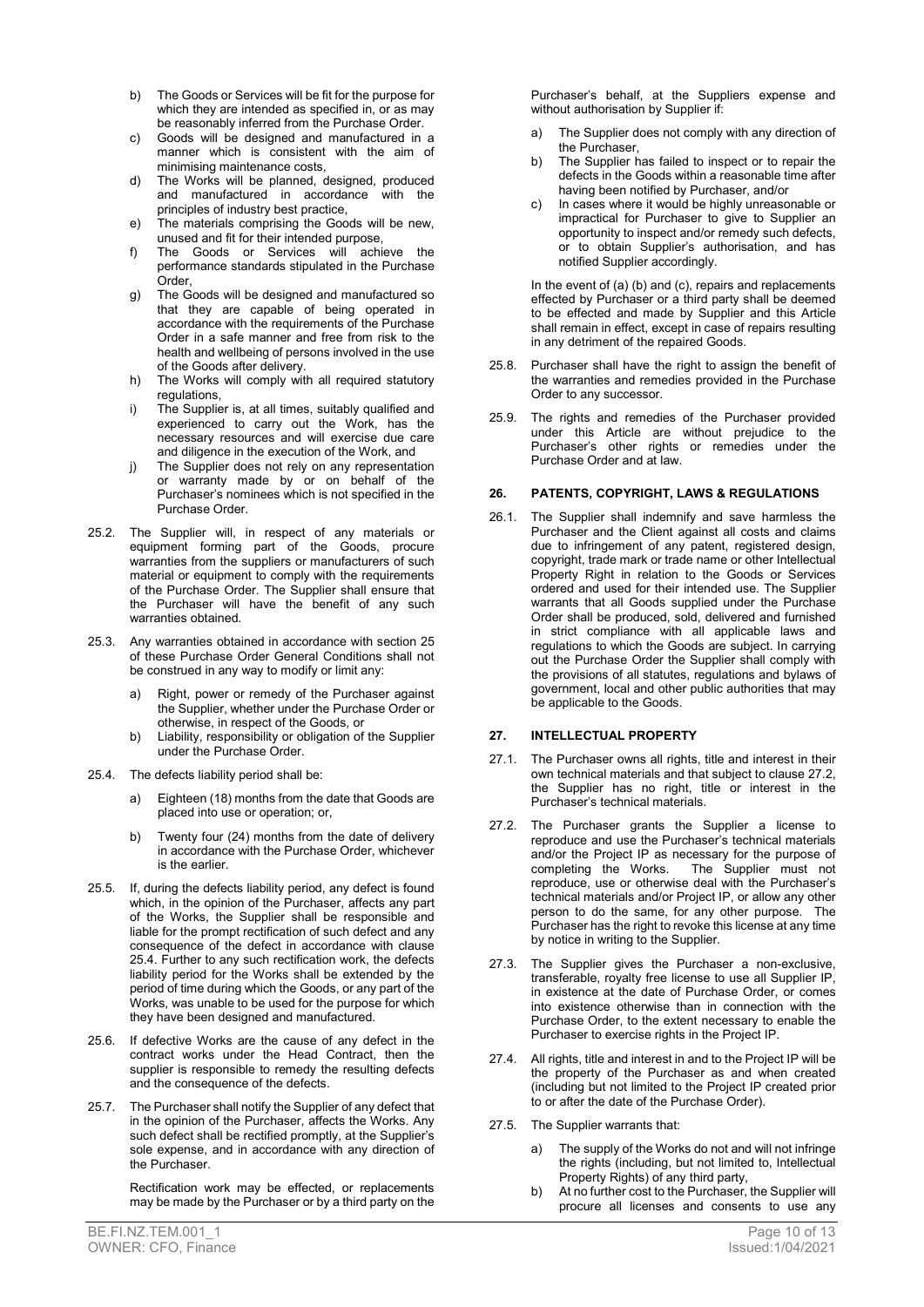b) The Goods or Services will be fit for the purpose for which they are intended as specified in, or as may be reasonably inferred from the Purchase Order.
c) Goods will be designed and manufactured in a manner which is consistent with the aim of minimising maintenance costs,
d) The Works will be planned, designed, produced and manufactured in accordance with the principles of industry best practice,
e) The materials comprising the Goods will be new, unused and fit for their intended purpose,
f) The Goods or Services will achieve the performance standards stipulated in the Purchase Order,
g) The Goods will be designed and manufactured so that they are capable of being operated in accordance with the requirements of the Purchase Order in a safe manner and free from risk to the health and wellbeing of persons involved in the use of the Goods after delivery.
h) The Works will comply with all required statutory regulations,
i) The Supplier is, at all times, suitably qualified and experienced to carry out the Work, has the necessary resources and will exercise due care and diligence in the execution of the Work, and
j) The Supplier does not rely on any representation or warranty made by or on behalf of the Purchaser's nominees which is not specified in the Purchase Order.

25.2. The Supplier will, in respect of any materials or equipment forming part of the Goods, procure warranties from the suppliers or manufacturers of such material or equipment to comply with the requirements of the Purchase Order. The Supplier shall ensure that the Purchaser will have the benefit of any such warranties obtained.

25.3. Any warranties obtained in accordance with section 25 of these Purchase Order General Conditions shall not be construed in any way to modify or limit any:

a) Right, power or remedy of the Purchaser against the Supplier, whether under the Purchase Order or otherwise, in respect of the Goods, or
b) Liability, responsibility or obligation of the Supplier under the Purchase Order.

25.4. The defects liability period shall be:

a) Eighteen (18) months from the date that Goods are placed into use or operation; or,

b) Twenty four (24) months from the date of delivery in accordance with the Purchase Order, whichever is the earlier.

25.5. If, during the defects liability period, any defect is found which, in the opinion of the Purchaser, affects any part of the Works, the Supplier shall be responsible and liable for the prompt rectification of such defect and any consequence of the defect in accordance with clause 25.4. Further to any such rectification, the defects liability period for the Works shall be extended by the period of time during which the Goods, or any part of the Works, was unable to be used for the purpose for which they have been designed and manufactured.

25.6. If defective Works are the cause of any defect in the contract works under the Head Contract, then the supplier is responsible to remedy the resulting defects and the consequence of the defects.

25.7. The Purchaser shall notify the Supplier of any defect that in the opinion of the Purchaser, affects the Works. Any such defect shall be rectified promptly, at the Supplier's sole expense, and in accordance with any direction of the Purchaser.

Rectification work may be effected, or replacements may be made by the Purchaser or by a third party on the Purchaser's behalf, at the Suppliers expense and without authorisation by Supplier if:

a) The Supplier does not comply with any direction of the Purchaser,
b) The Supplier has failed to inspect or to repair the defects in the Goods within a reasonable time after having been notified by Purchaser, and/or
c) In cases where it would be highly unreasonable or impractical for Purchaser to give to Supplier an opportunity to inspect and/or remedy such defects, or to obtain Supplier's authorisation, and has notified Supplier accordingly.

In the event of (a) (b) and (c), repairs and replacements effected by Purchaser or a third party shall be deemed to be effected and made by Supplier and this Article shall remain in effect, except in case of repairs resulting in any detriment of the repaired Goods.

25.8. Purchaser shall have the right to assign the benefit of the warranties and remedies provided in the Purchase Order to any successor.

25.9. The rights and remedies of the Purchaser provided under this Article are without prejudice to the Purchaser's other rights or remedies under the Purchase Order and at law.

## 26. PATENTS, COPYRIGHT, LAWS & REGULATIONS

26.1. The Supplier shall indemnify and save harmless the Purchaser and the Client against all costs and claims due to infringement of any patent, registered design, copyright, trade mark or trade name or other Intellectual Property Right in relation to the Goods or Services ordered and used for their intended use. The Supplier warrants that all Goods supplied under the Purchase Order shall be produced, sold, delivered and furnished in strict compliance with all applicable laws and regulations to which the Goods are subject. In carrying out the Purchase Order the Supplier shall comply with the provisions of all statutes, regulations and bylaws of government, local and other public authorities that may be applicable to the Goods.

## 27. INTELLECTUAL PROPERTY

27.1. The Purchaser owns all rights, title and interest in their own technical materials and that subject to clause 27.2, the Supplier has no right, title or interest in the Purchaser's technical materials.

27.2. The Purchaser grants the Supplier a license to reproduce and use the Purchaser's technical materials and/or the Project IP as necessary for the purpose of completing the Works. The Supplier must not reproduce, use or otherwise deal with the Purchaser's technical materials and/or Project IP, or allow any other person to do the same, for any other purpose. The Purchaser has the right to revoke this license at any time by notice in writing to the Supplier.

27.3. The Supplier gives the Purchaser a non-exclusive, transferable, royalty free license to use all Supplier IP, in existence at the date of Purchase Order, or comes into existence otherwise than in connection with the Purchase Order, to the extent necessary to enable the Purchaser to exercise rights in the Project IP.

27.4. All rights, title and interest in and to the Project IP will be the property of the Purchaser as and when created (including but not limited to the Project IP created prior to or after the date of the Purchase Order).

27.5. The Supplier warrants that:

a) The supply of the Works do not and will not infringe the rights (including, but not limited to, Intellectual Property Rights) of any third party,
b) At no further cost to the Purchaser, the Supplier will procure all licenses and consents to use any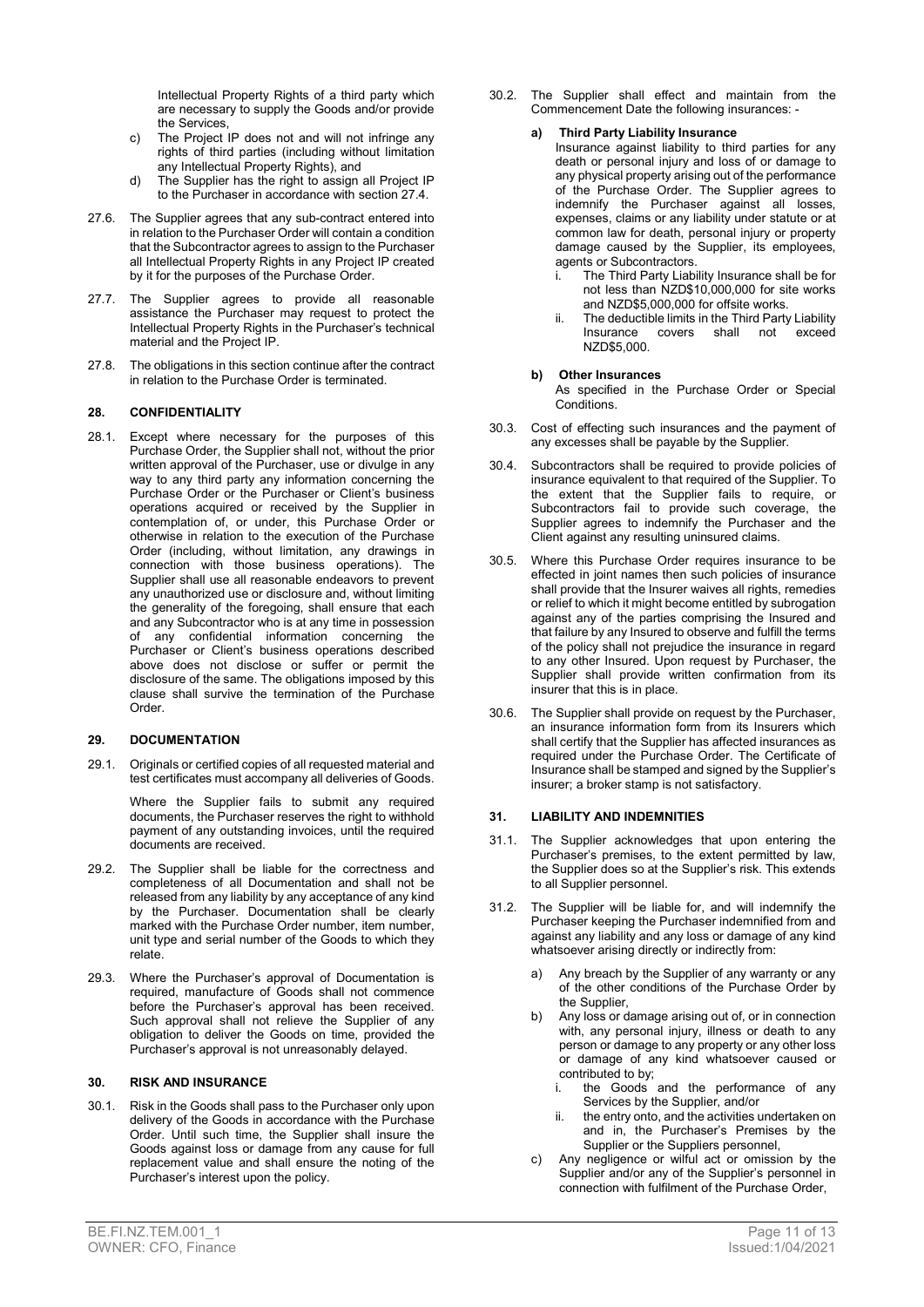Intellectual Property Rights of a third party which are necessary to supply the Goods and/or provide the Services,

c) The Project IP does not and will not infringe any rights of third parties (including without limitation any Intellectual Property Rights), and

d) The Supplier has the right to assign all Project IP to the Purchaser in accordance with section 27.4.

27.6. The Supplier agrees that any sub-contract entered into in relation to the Purchaser Order will contain a condition that the Subcontractor agrees to assign to the Purchaser all Intellectual Property Rights in any Project IP created by it for the purposes of the Purchase Order.

27.7. The Supplier agrees to provide all reasonable assistance the Purchaser may request to protect the Intellectual Property Rights in the Purchaser's technical material and the Project IP.

27.8. The obligations in this section continue after the contract in relation to the Purchase Order is terminated.

## 28. CONFIDENTIALITY

28.1. Except where necessary for the purposes of this Purchase Order, the Supplier shall not, without the prior written approval of the Purchaser, use or divulge in any way to any third party any information concerning the Purchase Order or the Purchaser or Client's business operations acquired or received by the Supplier in contemplation of, or under, this Purchase Order or otherwise in relation to the execution of the Purchase Order (including, without limitation, any drawings in connection with those business operations). The Supplier shall use all reasonable endeavors to prevent any unauthorized use or disclosure and, without limiting the generality of the foregoing, shall ensure that each and any Subcontractor who is at any time in possession of any confidential information concerning the Purchaser or Client's business operations described above does not disclose or suffer or permit the disclosure of the same. The obligations imposed by this clause shall survive the termination of the Purchase Order.

## 29. DOCUMENTATION

29.1. Originals or certified copies of all requested material and test certificates must accompany all deliveries of Goods.

Where the Supplier fails to submit any required documents, the Purchaser reserves the right to withhold payment of any outstanding invoices, until the required documents are received.

29.2. The Supplier shall be liable for the correctness and completeness of all Documentation and shall not be released from any liability by any acceptance of any kind by the Purchaser. Documentation shall be clearly marked with the Purchase Order number, item number, unit type and serial number of the Goods to which they relate.

29.3. Where the Purchaser's approval of Documentation is required, manufacture of Goods shall not commence before the Purchaser's approval has been received. Such approval shall not relieve the Supplier of any obligation to deliver the Goods on time, provided the Purchaser's approval is not unreasonably delayed.

## 30. RISK AND INSURANCE

30.1. Risk in the Goods shall pass to the Purchaser only upon delivery of the Goods in accordance with the Purchase Order. Until such time, the Supplier shall insure the Goods against loss or damage from any cause for full replacement value and shall ensure the noting of the Purchaser's interest upon the policy.

30.2. The Supplier shall effect and maintain from the Commencement Date the following insurances: -

**a) Third Party Liability Insurance**

Insurance against liability to third parties for any death or personal injury and loss of or damage to any physical property arising out of the performance of the Purchase Order. The Supplier agrees to indemnify the Purchaser against all losses, expenses, claims or any liability under statute or at common law for death, personal injury or property damage caused by the Supplier, its employees, agents or Subcontractors.

i. The Third Party Liability Insurance shall be for not less than NZD$10,000,000 for site works and NZD$5,000,000 for offsite works.

ii. The deductible limits in the Third Party Liability Insurance covers shall not exceed NZD$5,000.

**b) Other Insurances**

As specified in the Purchase Order or Special Conditions.

30.3. Cost of effecting such insurances and the payment of any excesses shall be payable by the Supplier.

30.4. Subcontractors shall be required to provide policies of insurance equivalent to that required of the Supplier. To the extent that the Supplier fails to require, or Subcontractors fail to provide such coverage, the Supplier agrees to indemnify the Purchaser and the Client against any resulting uninsured claims.

30.5. Where this Purchase Order requires insurance to be effected in joint names then such policies of insurance shall provide that the Insurer waives all rights, remedies or relief to which it might become entitled by subrogation against any of the parties comprising the Insured and that failure by any Insured to observe and fulfill the terms of the policy shall not prejudice the insurance in regard to any other Insured. Upon request by Purchaser, the Supplier shall provide written confirmation from its insurer that this is in place.

30.6. The Supplier shall provide on request by the Purchaser, an insurance information form from its Insurers which shall certify that the Supplier has affected insurances as required under the Purchase Order. The Certificate of Insurance shall be stamped and signed by the Supplier's insurer; a broker stamp is not satisfactory.

## 31. LIABILITY AND INDEMNITIES

31.1. The Supplier acknowledges that upon entering the Purchaser's premises, to the extent permitted by law, the Supplier does so at the Supplier's risk. This extends to all Supplier personnel.

31.2. The Supplier will be liable for, and will indemnify the Purchaser keeping the Purchaser indemnified from and against any liability and any loss or damage of any kind whatsoever arising directly or indirectly from:

a) Any breach by the Supplier of any warranty or any of the other conditions of the Purchase Order by the Supplier,

b) Any loss or damage arising out of, or in connection with, any personal injury, illness or death to any person or damage to any property or any other loss or damage of any kind whatsoever caused or contributed to by;

i. the Goods and the performance of any Services by the Supplier, and/or

ii. the entry onto, and the activities undertaken on and in, the Purchaser's Premises by the Supplier or the Suppliers personnel,

c) Any negligence or wilful act or omission by the Supplier and/or any of the Supplier's personnel in connection with fulfilment of the Purchase Order,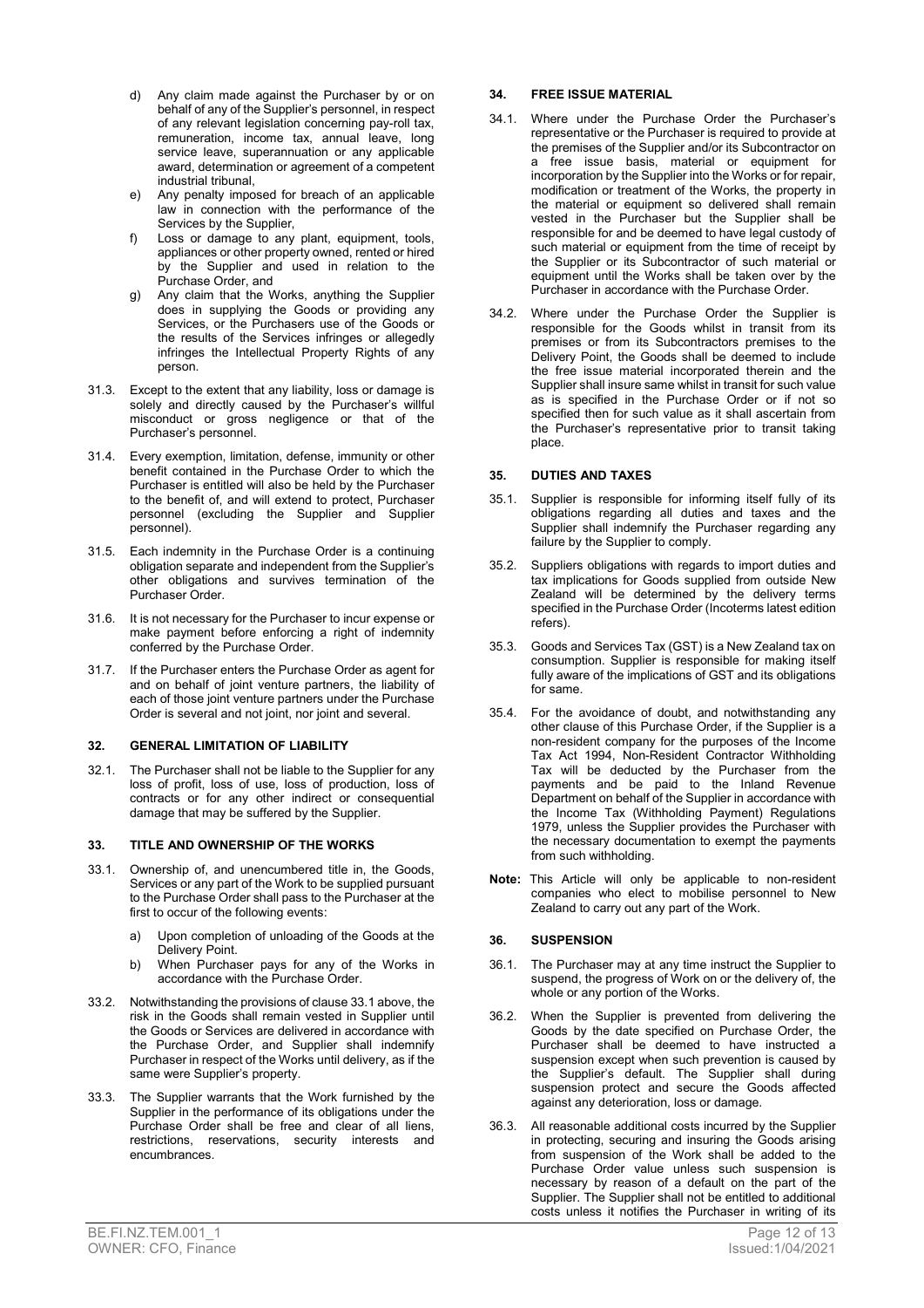d) Any claim made against the Purchaser by or on behalf of any of the Supplier's personnel, in respect of any relevant legislation concerning pay-roll tax, remuneration, income tax, annual leave, long service leave, superannuation or any applicable award, determination or agreement of a competent industrial tribunal,

e) Any penalty imposed for breach of an applicable law in connection with the performance of the Services by the Supplier,

f) Loss or damage to any plant, equipment, tools, appliances or other property owned, rented or hired by the Supplier and used in relation to the Purchase Order, and

g) Any claim that the Works, anything the Supplier does in supplying the Goods or providing any Services, or the Purchasers use of the Goods or the results of the Services infringes or allegedly infringes the Intellectual Property Rights of any person.

31.3. Except to the extent that any liability, loss or damage is solely and directly caused by the Purchaser's willful misconduct or gross negligence or that of the Purchaser's personnel.

31.4. Every exemption, limitation, defense, immunity or other benefit contained in the Purchase Order to which the Purchaser is entitled will also be held by the Purchaser to the benefit of, and will extend to protect, Purchaser personnel (excluding the Supplier and Supplier personnel).

31.5. Each indemnity in the Purchase Order is a continuing obligation separate and independent from the Supplier's other obligations and survives termination of the Purchaser Order.

31.6. It is not necessary for the Purchaser to incur expense or make payment before enforcing a right of indemnity conferred by the Purchase Order.

31.7. If the Purchaser enters the Purchase Order as agent for and on behalf of joint venture partners, the liability of each of those joint venture partners under the Purchase Order is several and not joint, nor joint and several.

## 32. GENERAL LIMITATION OF LIABILITY

32.1. The Purchaser shall not be liable to the Supplier for any loss of profit, loss of use, loss of production, loss of contracts or for any other indirect or consequential damage that may be suffered by the Supplier.

## 33. TITLE AND OWNERSHIP OF THE WORKS

33.1. Ownership of, and unencumbered title in, the Goods, Services or any part of the Work to be supplied pursuant to the Purchase Order shall pass to the Purchaser at the first to occur of the following events:

a) Upon completion of unloading of the Goods at the Delivery Point.

b) When Purchaser pays for any of the Works in accordance with the Purchase Order.

33.2. Notwithstanding the provisions of clause 33.1 above, the risk in the Goods shall remain vested in Supplier until the Goods or Services are delivered in accordance with the Purchase Order, and Supplier shall indemnify Purchaser in respect of the Works until delivery, as if the same were Supplier's property.

33.3. The Supplier warrants that the Work furnished by the Supplier in the performance of its obligations under the Purchase Order shall be free and clear of all liens, restrictions, reservations, security interests and encumbrances.

## 34. FREE ISSUE MATERIAL

34.1. Where under the Purchase Order the Purchaser's representative or the Purchaser is required to provide at the premises of the Supplier and/or its Subcontractor on a free issue basis, material or equipment for incorporation by the Supplier into the Works or for repair, modification or treatment of the Works, the property in the material or equipment so delivered shall remain vested in the Purchaser but the Supplier shall be responsible for and be deemed to have legal custody of such material or equipment from the time of receipt by the Supplier or its Subcontractor of such material or equipment until the Works shall be taken over by the Purchaser in accordance with the Purchase Order.

34.2. Where under the Purchase Order the Supplier is responsible for the Goods whilst in transit from its premises or from its Subcontractors premises to the Delivery Point, the Goods shall be deemed to include the free issue material incorporated therein and the Supplier shall insure same whilst in transit for such value as is specified in the Purchase Order or if not so specified then for such value as it shall ascertain from the Purchaser's representative prior to transit taking place.

## 35. DUTIES AND TAXES

35.1. Supplier is responsible for informing itself fully of its obligations regarding all duties and taxes and the Supplier shall indemnify the Purchaser regarding any failure by the Supplier to comply.

35.2. Suppliers obligations with regards to import duties and tax implications for Goods supplied from outside New Zealand will be determined by the delivery terms specified in the Purchase Order (Incoterms latest edition refers).

35.3. Goods and Services Tax (GST) is a New Zealand tax on consumption. Supplier is responsible for making itself fully aware of the implications of GST and its obligations for same.

35.4. For the avoidance of doubt, and notwithstanding any other clause of this Purchase Order, if the Supplier is a non-resident company for the purposes of the Income Tax Act 1994, Non-Resident Contractor Withholding Tax will be deducted by the Purchaser from the payments and be paid to the Inland Revenue Department on behalf of the Supplier in accordance with the Income Tax (Withholding Payment) Regulations 1979, unless the Supplier provides the Purchaser with the necessary documentation to exempt the payments from such withholding.

**Note:** This Article will only be applicable to non-resident companies who elect to mobilise personnel to New Zealand to carry out any part of the Work.

## 36. SUSPENSION

36.1. The Purchaser may at any time instruct the Supplier to suspend, the progress of Work on or the delivery of, the whole or any portion of the Works.

36.2. When the Supplier is prevented from delivering the Goods by the date specified on Purchase Order, the Purchaser shall be deemed to have instructed a suspension except when such prevention is caused by the Supplier's default. The Supplier shall during suspension protect and secure the Goods affected against any deterioration, loss or damage.

36.3. All reasonable additional costs incurred by the Supplier in protecting, securing and insuring the Goods arising from suspension of the Work shall be added to the Purchase Order value unless such suspension is necessary by reason of a default on the part of the Supplier. The Supplier shall not be entitled to additional costs unless it notifies the Purchaser in writing of its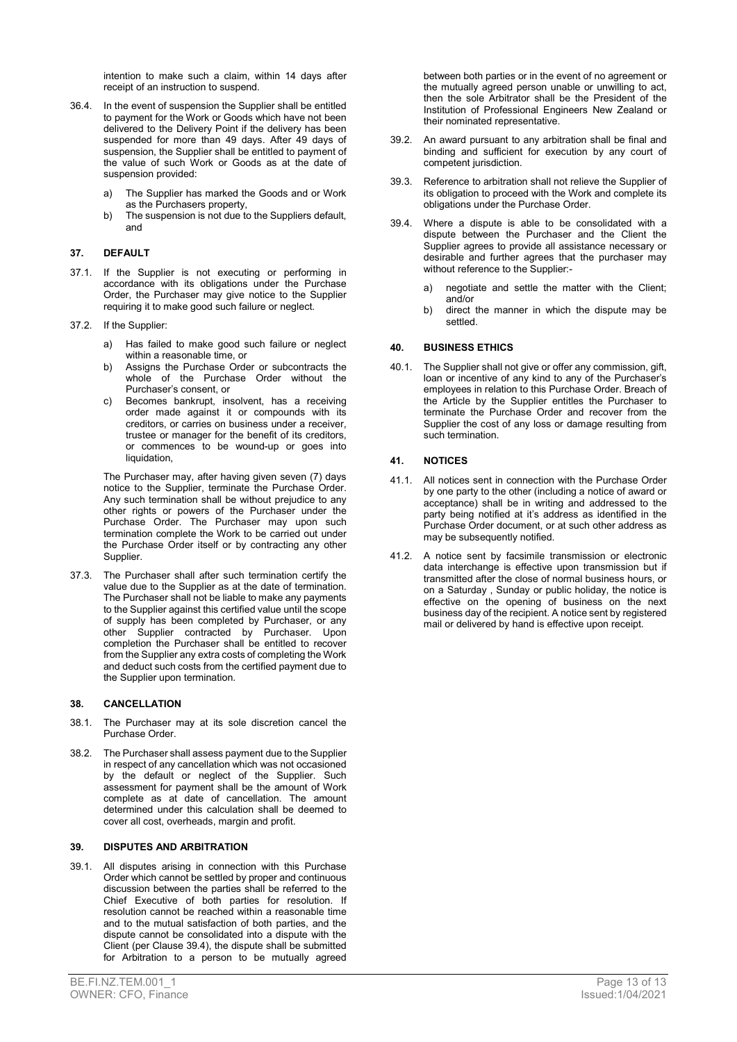intention to make such a claim, within 14 days after receipt of an instruction to suspend.

36.4. In the event of suspension the Supplier shall be entitled to payment for the Work or Goods which have not been delivered to the Delivery Point if the delivery has been suspended for more than 49 days. After 49 days of suspension, the Supplier shall be entitled to payment of the value of such Work or Goods as at the date of suspension provided:

a) The Supplier has marked the Goods and or Work as the Purchasers property,
b) The suspension is not due to the Suppliers default, and

### 37. DEFAULT

37.1. If the Supplier is not executing or performing in accordance with its obligations under the Purchase Order, the Purchaser may give notice to the Supplier requiring it to make good such failure or neglect.

37.2. If the Supplier:

a) Has failed to make good such failure or neglect within a reasonable time, or
b) Assigns the Purchase Order or subcontracts the whole of the Purchase Order without the Purchaser's consent, or
c) Becomes bankrupt, insolvent, has a receiving order made against it or compounds with its creditors, or carries on business under a receiver, trustee or manager for the benefit of its creditors, or commences to be wound-up or goes into liquidation,

The Purchaser may, after having given seven (7) days notice to the Supplier, terminate the Purchase Order. Any such termination shall be without prejudice to any other rights or powers of the Purchaser under the Purchase Order. The Purchaser may upon such termination complete the Work to be carried out under the Purchase Order itself or by contracting any other Supplier.

37.3. The Purchaser shall after such termination certify the value due to the Supplier as at the date of termination. The Purchaser shall not be liable to make any payments to the Supplier against this certified value until the scope of supply has been completed by Purchaser, or any other Supplier contracted by Purchaser. Upon completion the Purchaser shall be entitled to recover from the Supplier any extra costs of completing the Work and deduct such costs from the certified payment due to the Supplier upon termination.

### 38. CANCELLATION

38.1. The Purchaser may at its sole discretion cancel the Purchase Order.

38.2. The Purchaser shall assess payment due to the Supplier in respect of any cancellation which was not occasioned by the default or neglect of the Supplier. Such assessment for payment shall be the amount of Work complete as at date of cancellation. The amount determined under this calculation shall be deemed to cover all cost, overheads, margin and profit.

### 39. DISPUTES AND ARBITRATION

39.1. All disputes arising in connection with this Purchase Order which cannot be settled by proper and continuous discussion between the parties shall be referred to the Chief Executive of both parties for resolution. If resolution cannot be reached within a reasonable time and to the mutual satisfaction of both parties, and the dispute cannot be consolidated into a dispute with the Client (per Clause 39.4), the dispute shall be submitted for Arbitration to a person to be mutually agreed between both parties or in the event of no agreement or the mutually agreed person unable or unwilling to act, then the sole Arbitrator shall be the President of the Institution of Professional Engineers New Zealand or their nominated representative.

39.2. An award pursuant to any arbitration shall be final and binding and sufficient for execution by any court of competent jurisdiction.

39.3. Reference to arbitration shall not relieve the Supplier of its obligation to proceed with the Work and complete its obligations under the Purchase Order.

39.4. Where a dispute is able to be consolidated with a dispute between the Purchaser and the Client the Supplier agrees to provide all assistance necessary or desirable and further agrees that the purchaser may without reference to the Supplier:-

a) negotiate and settle the matter with the Client; and/or
b) direct the manner in which the dispute may be settled.

### 40. BUSINESS ETHICS

40.1. The Supplier shall not give or offer any commission, gift, loan or incentive of any kind to any of the Purchaser's employees in relation to this Purchase Order. Breach of the Article by the Supplier entitles the Purchaser to terminate the Purchase Order and recover from the Supplier the cost of any loss or damage resulting from such termination.

### 41. NOTICES

41.1. All notices sent in connection with the Purchase Order by one party to the other (including a notice of award or acceptance) shall be in writing and addressed to the party being notified at it's address as identified in the Purchase Order document, or at such other address as may be subsequently notified.

41.2. A notice sent by facsimile transmission or electronic data interchange is effective upon transmission but if transmitted after the close of normal business hours, or on a Saturday , Sunday or public holiday, the notice is effective on the opening of business on the next business day of the recipient. A notice sent by registered mail or delivered by hand is effective upon receipt.